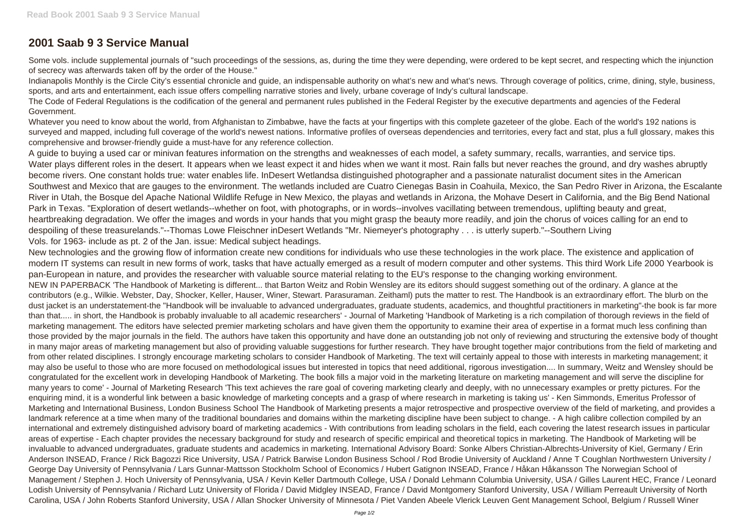# 2001 Saab 9 3 Service Manual

Some vols. include supplemental journals of "such proceedings of the sessions, as, during the time they were depending, were ordered to be kept secret, and respecting which the injunction of secrecy was afterwards taken off by the order of the House."

Indianapolis Monthly is the Circle City's essential chronicle and guide, an indispensable authority on what's new and what's news. Through coverage of politics, crime, dining, style, business, sports, and arts and entertainment, each issue offers compelling narrative stories and lively, urbane coverage of Indy's cultural landscape.

The Code of Federal Regulations is the codification of the general and permanent rules published in the Federal Register by the executive departments and agencies of the Federal Government.

Whatever you need to know about the world, from Afghanistan to Zimbabwe, have the facts at your fingertips with this complete gazeteer of the globe. Each of the world's 192 nations is surveyed and mapped, including full coverage of the world's newest nations. Informative profiles of overseas dependencies and territories, every fact and stat, plus a full glossary, makes this comprehensive and browser-friendly guide a must-have for any reference collection.

A guide to buying a used car or minivan features information on the strengths and weaknesses of each model, a safety summary, recalls, warranties, and service tips.

Water plays different roles in the desert. It appears when we least expect it and hides when we want it most. Rain falls but never reaches the ground, and dry washes abruptly become rivers. One constant holds true: water enables life. InDesert Wetlandsa distinguished photographer and a passionate naturalist document sites in the American Southwest and Mexico that are gauges to the environment. The wetlands included are Cuatro Cienegas Basin in Coahuila, Mexico, the San Pedro River in Arizona, the Escalante River in Utah, the Bosque del Apache National Wildlife Refuge in New Mexico, the playas and wetlands in Arizona, the Mohave Desert in California, and the Big Bend National Park in Texas. "Exploration of desert wetlands--whether on foot, with photographs, or in words--involves vacillating between tremendous, uplifting beauty and great, heartbreaking degradation. We offer the images and words in your hands that you might grasp the beauty more readily, and join the chorus of voices calling for an end to despoiling of these treasurelands."--Thomas Lowe Fleischner inDesert Wetlands "Mr. Niemeyer's photography . . . is utterly superb."--Southern Living

Vols. for 1963- include as pt. 2 of the Jan. issue: Medical subject headings.

New technologies and the growing flow of information create new conditions for individuals who use these technologies in the work place. The existence and application of modern IT systems can result in new forms of work, tasks that have actually emerged as a result of modern computer and other systems. This third Work Life 2000 Yearbook is pan-European in nature, and provides the researcher with valuable source material relating to the EU's response to the changing working environment.

NEW IN PAPERBACK 'The Handbook of Marketing is different... that Barton Weitz and Robin Wensley are its editors should suggest something out of the ordinary. A glance at the contributors (e.g., Wilkie. Webster, Day, Shocker, Keller, Hauser, Winer, Stewart. Parasuraman. Zeithaml) puts the matter to rest. The Handbook is an extraordinary effort. The blurb on the dust jacket is an understatement-the "Handbook will be invaluable to advanced undergraduates, graduate students, academics, and thoughtful practitioners in marketing"-the book is far more than that..... in short, the Handbook is probably invaluable to all academic researchers' - Journal of Marketing 'Handbook of Marketing is a rich compilation of thorough reviews in the field of marketing management. The editors have selected premier marketing scholars and have given them the opportunity to examine their area of expertise in a format much less confining than those provided by the major journals in the field. The authors have taken this opportunity and have done an outstanding job not only of reviewing and structuring the extensive body of thought in many major areas of marketing management but also of providing valuable suggestions for further research. They have brought together major contributions from the field of marketing and from other related disciplines. I strongly encourage marketing scholars to consider Handbook of Marketing. The text will certainly appeal to those with interests in marketing management; it may also be useful to those who are more focused on methodological issues but interested in topics that need additional, rigorous investigation.... In summary, Weitz and Wensley should be congratulated for the excellent work in developing Handbook of Marketing. The book fills a major void in the marketing literature on marketing management and will serve the discipline for many years to come' - Journal of Marketing Research 'This text achieves the rare goal of covering marketing clearly and deeply, with no unnecessary examples or pretty pictures. For the enquiring mind, it is a wonderful link between a basic knowledge of marketing concepts and a grasp of where research in marketing is taking us' - Ken Simmonds, Emeritus Professor of Marketing and International Business, London Business School The Handbook of Marketing presents a major retrospective and prospective overview of the field of marketing, and provides a landmark reference at a time when many of the traditional boundaries and domains within the marketing discipline have been subject to change. - A high calibre collection compiled by an international and extremely distinguished advisory board of marketing academics - With contributions from leading scholars in the field, each covering the latest research issues in particular areas of expertise - Each chapter provides the necessary background for study and research of specific empirical and theoretical topics in marketing. The Handbook of Marketing will be invaluable to advanced undergraduates, graduate students and academics in marketing. International Advisory Board: Sonke Albers Christian-Albrechts-University of Kiel, Germany / Erin Anderson INSEAD, France / Rick Bagozzi Rice University, USA / Patrick Barwise London Business School / Rod Brodie University of Auckland / Anne T Coughlan Northwestern University / George Day University of Pennsylvania / Lars Gunnar-Mattsson Stockholm School of Economics / Hubert Gatignon INSEAD, France / Håkan Håkansson The Norwegian School of Management / Stephen J. Hoch University of Pennsylvania, USA / Kevin Keller Dartmouth College, USA / Donald Lehmann Columbia University, USA / Gilles Laurent HEC, France / Leonard Lodish University of Pennsylvania / Richard Lutz University of Florida / David Midgley INSEAD, France / David Montgomery Stanford University, USA / William Perreault University of North Carolina, USA / John Roberts Stanford University, USA / Allan Shocker University of Minnesota / Piet Vanden Abeele Vlerick Leuven Gent Management School, Belgium / Russell Winer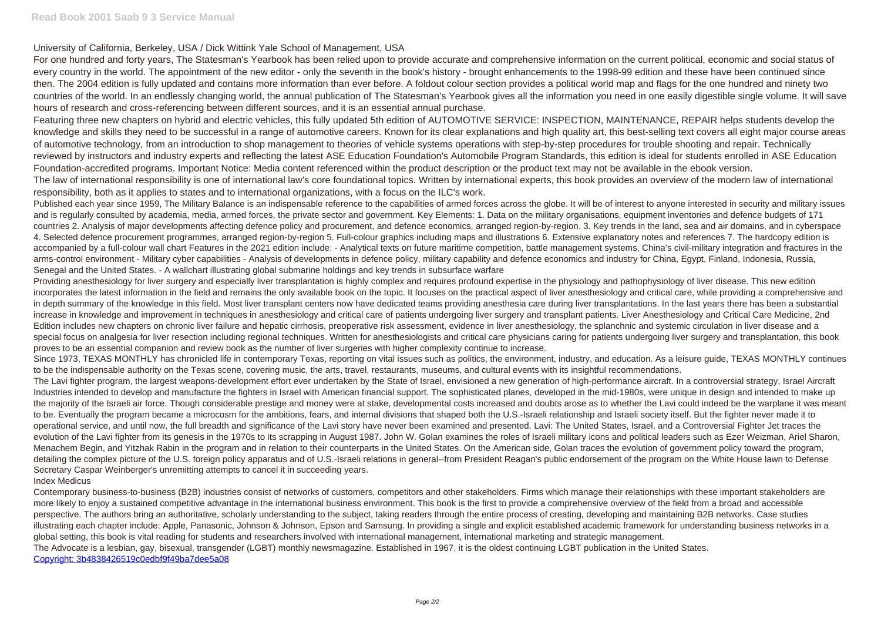University of California, Berkeley, USA / Dick Wittink Yale School of Management, USA

For one hundred and forty years, The Statesman's Yearbook has been relied upon to provide accurate and comprehensive information on the current political, economic and social status of every country in the world. The appointment of the new editor - only the seventh in the book's history - brought enhancements to the 1998-99 edition and these have been continued since then. The 2004 edition is fully updated and contains more information than ever before. A foldout colour section provides a political world map and flags for the one hundred and ninety two countries of the world. In an endlessly changing world, the annual publication of The Statesman's Yearbook gives all the information you need in one easily digestible single volume. It will save hours of research and cross-referencing between different sources, and it is an essential annual purchase.

Featuring three new chapters on hybrid and electric vehicles, this fully updated 5th edition of AUTOMOTIVE SERVICE: INSPECTION, MAINTENANCE, REPAIR helps students develop the knowledge and skills they need to be successful in a range of automotive careers. Known for its clear explanations and high quality art, this best-selling text covers all eight major course areas of automotive technology, from an introduction to shop management to theories of vehicle systems operations with step-by-step procedures for trouble shooting and repair. Technically reviewed by instructors and industry experts and reflecting the latest ASE Education Foundation's Automobile Program Standards, this edition is ideal for students enrolled in ASE Education Foundation-accredited programs. Important Notice: Media content referenced within the product description or the product text may not be available in the ebook version.

The law of international responsibility is one of international law's core foundational topics. Written by international experts, this book provides an overview of the modern law of international responsibility, both as it applies to states and to international organizations, with a focus on the ILC's work.

Published each year since 1959, The Military Balance is an indispensable reference to the capabilities of armed forces across the globe. It will be of interest to anyone interested in security and military issues and is regularly consulted by academia, media, armed forces, the private sector and government. Key Elements: 1. Data on the military organisations, equipment inventories and defence budgets of 171 countries 2. Analysis of major developments affecting defence policy and procurement, and defence economics, arranged region-by-region. 3. Key trends in the land, sea and air domains, and in cyberspace 4. Selected defence procurement programmes, arranged region-by-region 5. Full-colour graphics including maps and illustrations 6. Extensive explanatory notes and references 7. The hardcopy edition is accompanied by a full-colour wall chart Features in the 2021 edition include: - Analytical texts on future maritime competition, battle management systems, China's civil-military integration and fractures in the arms-control environment - Military cyber capabilities - Analysis of developments in defence policy, military capability and defence economics and industry for China, Egypt, Finland, Indonesia, Russia, Senegal and the United States. - A wallchart illustrating global submarine holdings and key trends in subsurface warfare

Providing anesthesiology for liver surgery and especially liver transplantation is highly complex and requires profound expertise in the physiology and pathophysiology of liver disease. This new edition incorporates the latest information in the field and remains the only available book on the topic. It focuses on the practical aspect of liver anesthesiology and critical care, while providing a comprehensive and in depth summary of the knowledge in this field. Most liver transplant centers now have dedicated teams providing anesthesia care during liver transplantations. In the last years there has been a substantial increase in knowledge and improvement in techniques in anesthesiology and critical care of patients undergoing liver surgery and transplant patients. Liver Anesthesiology and Critical Care Medicine, 2nd Edition includes new chapters on chronic liver failure and hepatic cirrhosis, preoperative risk assessment, evidence in liver anesthesiology, the splanchnic and systemic circulation in liver disease and a special focus on analgesia for liver resection including regional techniques. Written for anesthesiologists and critical care physicians caring for patients undergoing liver surgery and transplantation, this book proves to be an essential companion and review book as the number of liver surgeries with higher complexity continue to increase.

Since 1973, TEXAS MONTHLY has chronicled life in contemporary Texas, reporting on vital issues such as politics, the environment, industry, and education. As a leisure guide, TEXAS MONTHLY continues to be the indispensable authority on the Texas scene, covering music, the arts, travel, restaurants, museums, and cultural events with its insightful recommendations.

The Lavi fighter program, the largest weapons-development effort ever undertaken by the State of Israel, envisioned a new generation of high-performance aircraft. In a controversial strategy, Israel Aircraft Industries intended to develop and manufacture the fighters in Israel with American financial support. The sophisticated planes, developed in the mid-1980s, were unique in design and intended to make up the majority of the Israeli air force. Though considerable prestige and money were at stake, developmental costs increased and doubts arose as to whether the Lavi could indeed be the warplane it was meant to be. Eventually the program became a microcosm for the ambitions, fears, and internal divisions that shaped both the U.S.-Israeli relationship and Israeli society itself. But the fighter never made it to operational service, and until now, the full breadth and significance of the Lavi story have never been examined and presented. Lavi: The United States, Israel, and a Controversial Fighter Jet traces the evolution of the Lavi fighter from its genesis in the 1970s to its scrapping in August 1987. John W. Golan examines the roles of Israeli military icons and political leaders such as Ezer Weizman, Ariel Sharon, Menachem Begin, and Yitzhak Rabin in the program and in relation to their counterparts in the United States. On the American side, Golan traces the evolution of government policy toward the program, detailing the complex picture of the U.S. foreign policy apparatus and of U.S.-Israeli relations in general--from President Reagan's public endorsement of the program on the White House lawn to Defense Secretary Caspar Weinberger's unremitting attempts to cancel it in succeeding years.

Index Medicus

Contemporary business-to-business (B2B) industries consist of networks of customers, competitors and other stakeholders. Firms which manage their relationships with these important stakeholders are more likely to enjoy a sustained competitive advantage in the international business environment. This book is the first to provide a comprehensive overview of the field from a broad and accessible perspective. The authors bring an authoritative, scholarly understanding to the subject, taking readers through the entire process of creating, developing and maintaining B2B networks. Case studies illustrating each chapter include: Apple, Panasonic, Johnson & Johnson, Epson and Samsung. In providing a single and explicit established academic framework for understanding business networks in a global setting, this book is vital reading for students and researchers involved with international management, international marketing and strategic management.

The Advocate is a lesbian, gay, bisexual, transgender (LGBT) monthly newsmagazine. Established in 1967, it is the oldest continuing LGBT publication in the United States.

Copyright: 3b4838426519c0edbf9f49ba7dee5a08